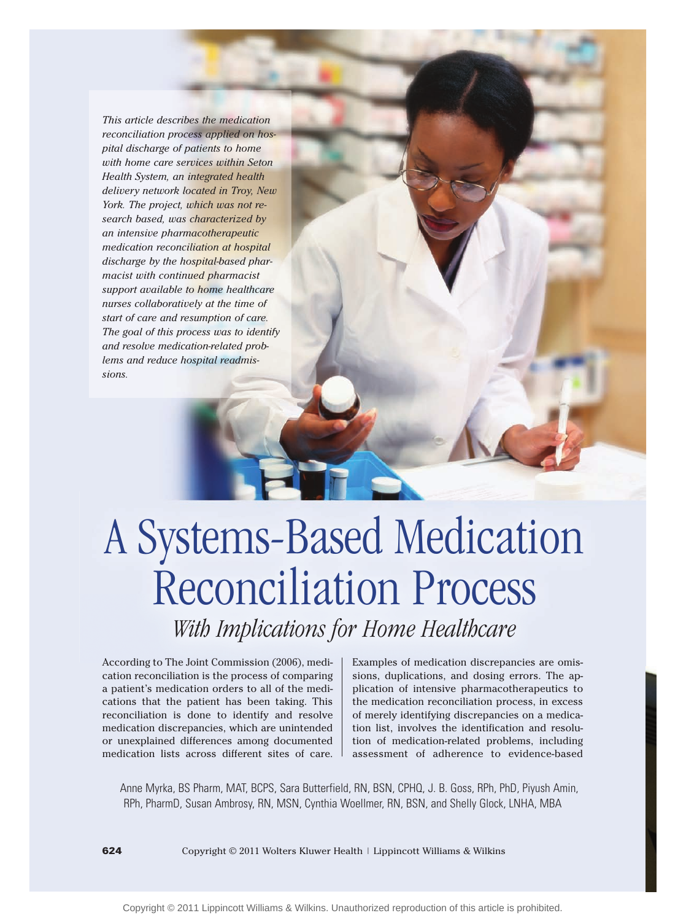*This article describes the medication reconciliation process applied on hospital discharge of patients to home with home care services within Seton Health System, an integrated health delivery network located in Troy, New York. The project, which was not research based, was characterized by an intensive pharmacotherapeutic medication reconciliation at hospital discharge by the hospital-based pharmacist with continued pharmacist support available to home healthcare nurses collaboratively at the time of start of care and resumption of care. The goal of this process was to identify and resolve medication-related problems and reduce hospital readmissions.*

# A Systems-Based Medication Reconciliation Process

## *With Implications for Home Healthcare*

Anne Myrka, BS Pharm, MAT, BCPS, Sara Butterfield, RN, BSN, CPHQ, J. B. Goss, RPh, PhD, Piyush Amin, RPh, PharmD, Susan Ambrosy, RN, MSN, Cynthia Woellmer, RN, BSN, and Shelly Glock, LNHA, MBA

According to The Joint Commission (2006), medication reconciliation is the process of comparing a patient's medication orders to all of the medications that the patient has been taking. This reconciliation is done to identify and resolve medication discrepancies, which are unintended or unexplained differences among documented medication lists across different sites of care. Examples of medication discrepancies are omissions, duplications, and dosing errors. The application of intensive pharmacotherapeutics to the medication reconciliation process, in excess of merely identifying discrepancies on a medication list, involves the identification and resolution of medication-related problems, including assessment of adherence to evidence-based

Copyright © 2011 Wolters Kluwer Health | Lippincott Williams & Wilkins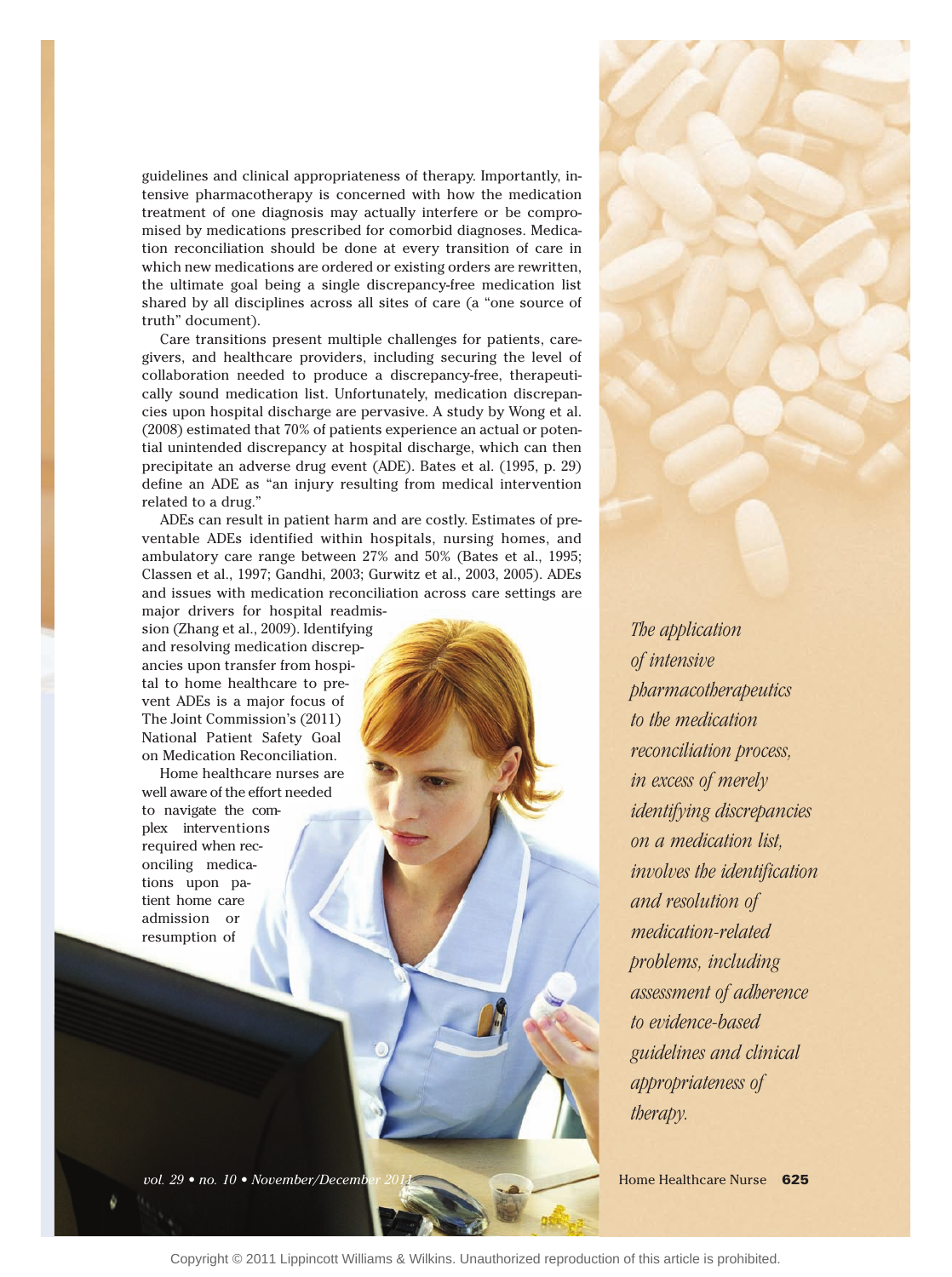guidelines and clinical appropriateness of therapy. Importantly, intensive pharmacotherapy is concerned with how the medication treatment of one diagnosis may actually interfere or be compromised by medications prescribed for comorbid diagnoses. Medication reconciliation should be done at every transition of care in which new medications are ordered or existing orders are rewritten, the ultimate goal being a single discrepancy-free medication list shared by all disciplines across all sites of care (a "one source of truth" document).

Care transitions present multiple challenges for patients, caregivers, and healthcare providers, including securing the level of collaboration needed to produce a discrepancy-free, therapeutically sound medication list. Unfortunately, medication discrepancies upon hospital discharge are pervasive. A study by Wong et al. (2008) estimated that 70% of patients experience an actual or potential unintended discrepancy at hospital discharge, which can then precipitate an adverse drug event (ADE). Bates et al. (1995, p. 29) define an ADE as "an injury resulting from medical intervention related to a drug."

ADEs can result in patient harm and are costly. Estimates of preventable ADEs identified within hospitals, nursing homes, and ambulatory care range between 27% and 50% (Bates et al., 1995; Classen et al., 1997; Gandhi, 2003; Gurwitz et al., 2003, 2005). ADEs and issues with medication reconciliation across care settings are major drivers for hospital readmission (Zhang et al., 2009). Identifying and resolving medication discrepancies upon transfer from hospital to home healthcare to prevent ADEs is a major focus of The Joint Commission's (2011) National Patient Safety Goal on Medication Reconciliation.

Home healthcare nurses are well aware of the effort needed to navigate the complex interventions required when reconciling medications upon patient home care admission or resumption of

*The application of intensive pharmacotherapeutics to the medication reconciliation process, in excess of merely identifying discrepancies on a medication list, involves the identification and resolution of medication-related problems, including assessment of adherence to evidence-based guidelines and clinical appropriateness of therapy.*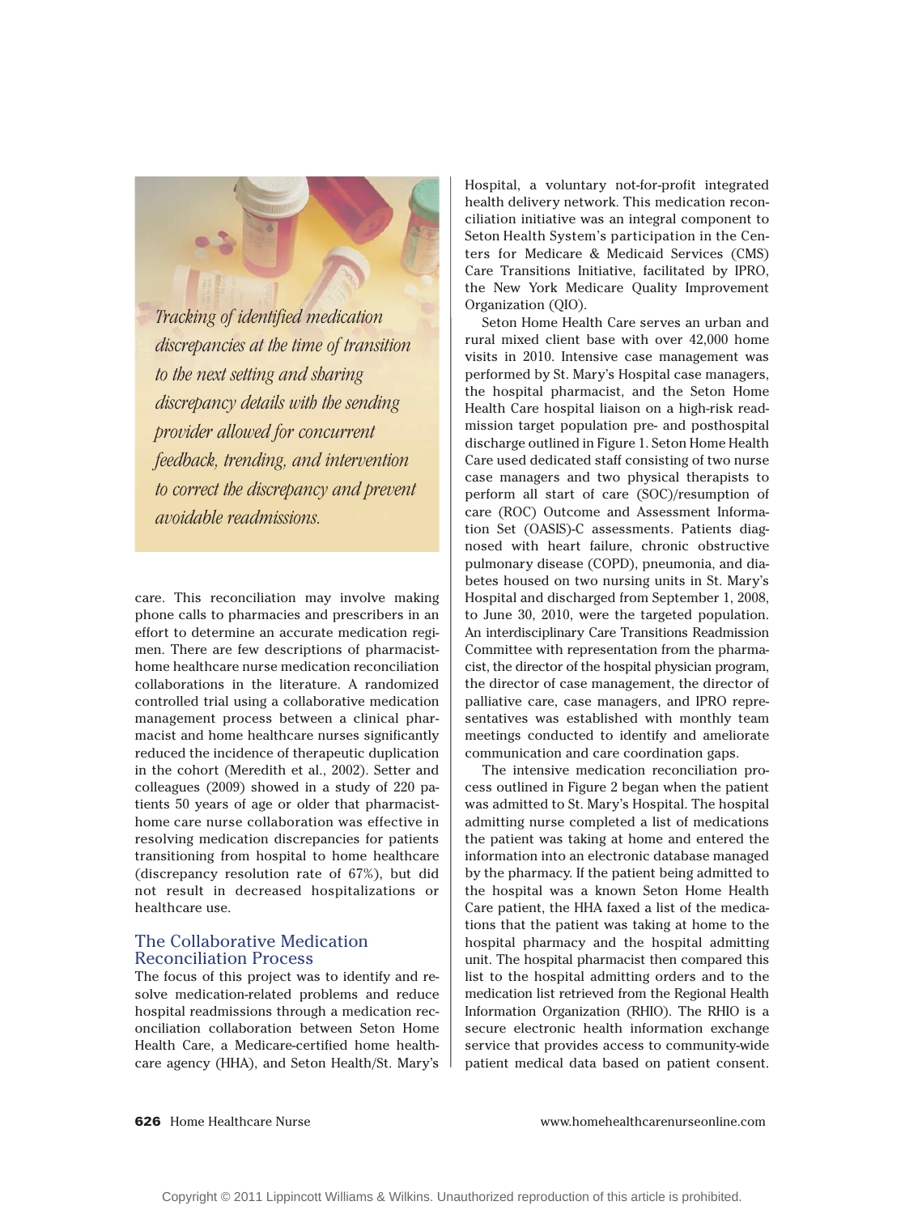*Tracking of identified medication discrepancies at the time of transition to the next setting and sharing discrepancy details with the sending provider allowed for concurrent feedback, trending, and intervention to correct the discrepancy and prevent avoidable readmissions.*

care. This reconciliation may involve making phone calls to pharmacies and prescribers in an effort to determine an accurate medication regimen. There are few descriptions of pharmacist-home healthcare nurse medication reconciliation collaborations in the literature. A randomized controlled trial using a collaborative medication management process between a clinical pharmacist and home healthcare nurses significantly reduced the incidence of therapeutic duplication in the cohort (Meredith et al., 2002). Setter and colleagues (2009) showed in a study of 220 patients 50 years of age or older that pharmacist-home care nurse collaboration was effective in resolving medication discrepancies for patients transitioning from hospital to home healthcare (discrepancy resolution rate of 67%), but did not result in decreased hospitalizations or healthcare use.

## The Collaborative Medication Reconciliation Process

The focus of this project was to identify and resolve medication-related problems and reduce hospital readmissions through a medication reconciliation collaboration between Seton Home Health Care, a Medicare-certified home healthcare agency (HHA), and Seton Health/St. Mary's Hospital, a voluntary not-for-profit integrated health delivery network. This medication reconciliation initiative was an integral component to Seton Health System's participation in the Centers for Medicare & Medicaid Services (CMS) Care Transitions Initiative, facilitated by IPRO, the New York Medicare Quality Improvement Organization (QIO).

Seton Home Health Care serves an urban and rural mixed client base with over 42,000 home visits in 2010. Intensive case management was performed by St. Mary's Hospital case managers, the hospital pharmacist, and the Seton Home Health Care hospital liaison on a high-risk readmission target population pre- and posthospital discharge outlined in Figure 1. Seton Home Health Care used dedicated staff consisting of two nurse case managers and two physical therapists to perform all start of care (SOC)/resumption of care (ROC) Outcome and Assessment Information Set (OASIS)-C assessments. Patients diagnosed with heart failure, chronic obstructive pulmonary disease (COPD), pneumonia, and diabetes housed on two nursing units in St. Mary's Hospital and discharged from September 1, 2008, to June 30, 2010, were the targeted population. An interdisciplinary Care Transitions Readmission Committee with representation from the pharmacist, the director of the hospital physician program, the director of case management, the director of palliative care, case managers, and IPRO representatives was established with monthly team meetings conducted to identify and ameliorate communication and care coordination gaps.

The intensive medication reconciliation process outlined in Figure 2 began when the patient was admitted to St. Mary's Hospital. The hospital admitting nurse completed a list of medications the patient was taking at home and entered the information into an electronic database managed by the pharmacy. If the patient being admitted to the hospital was a known Seton Home Health Care patient, the HHA faxed a list of the medications that the patient was taking at home to the hospital pharmacy and the hospital admitting unit. The hospital pharmacist then compared this list to the hospital admitting orders and to the medication list retrieved from the Regional Health Information Organization (RHIO). The RHIO is a secure electronic health information exchange service that provides access to community-wide patient medical data based on patient consent.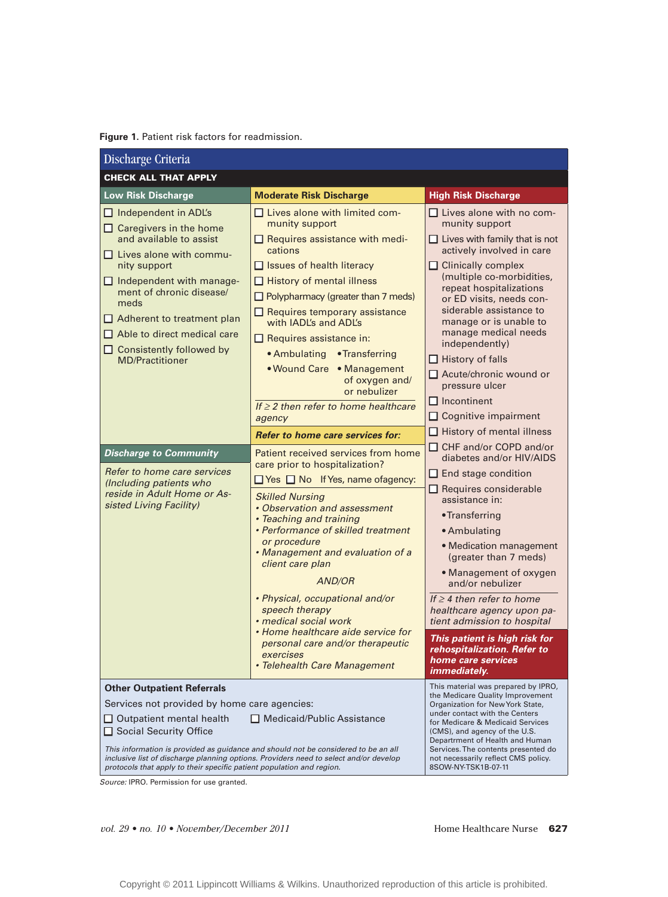**Figure 1.** Patient risk factors for readmission.

## Discharge Criteria

**CHECK ALL THAT APPLY**

### Low Risk Discharge

- ☐ Independent in ADL's
- ☐ Caregivers in the home and available to assist
- ☐ Lives alone with community support
- ☐ Independent with management of chronic disease/meds
- ☐ Adherent to treatment plan
- ☐ Able to direct medical care
- ☐ Consistently followed by MD/Practitioner

### Moderate Risk Discharge

- ☐ Lives alone with limited community support
- ☐ Requires assistance with medications
- ☐ Issues of health literacy
- ☐ History of mental illness
- ☐ Polypharmacy (greater than 7 meds)
- ☐ Requires temporary assistance with IADL's and ADL's
- ☐ Requires assistance in:
  - Ambulating
  - Transferring
  - Wound Care
  - Management of oxygen and/or nebulizer

*If ≥ 2 then refer to home healthcare agency*

### High Risk Discharge

- ☐ Lives alone with no community support
- ☐ Lives with family that is not actively involved in care
- ☐ Clinically complex (multiple co-morbidities, repeat hospitalizations or ED visits, needs considerable assistance to manage or is unable to manage medical needs independently)
- ☐ History of falls
- ☐ Acute/chronic wound or pressure ulcer
- ☐ Incontinent
- ☐ Cognitive impairment
- ☐ History of mental illness
- ☐ CHF and/or COPD and/or diabetes and/or HIV/AIDS
- ☐ End stage condition
- ☐ Requires considerable assistance in:
  - Transferring
  - Ambulating
  - Medication management (greater than 7 meds)
  - Management of oxygen and/or nebulizer

*If ≥ 4 then refer to home healthcare agency upon patient admission to hospital*

***This patient is high risk for rehospitalization. Refer to home care services immediately.***

### *Discharge to Community*

*Refer to home care services (Including patients who reside in Adult Home or Assisted Living Facility)*

### *Refer to home care services for:*

Patient received services from home care prior to hospitalization?

☐ Yes ☐ No If Yes, name of agency:

*Skilled Nursing*

- *Observation and assessment*
- *Teaching and training*
- *Performance of skilled treatment or procedure*
- *Management and evaluation of a client care plan*

*AND/OR*

- *Physical, occupational and/or speech therapy*
- *medical social work*
- *Home healthcare aide service for personal care and/or therapeutic exercises*
- *Telehealth Care Management*

### Other Outpatient Referrals

Services not provided by home care agencies:

- ☐ Outpatient mental health
- ☐ Medicaid/Public Assistance
- ☐ Social Security Office

*This information is provided as guidance and should not be considered to be an all inclusive list of discharge planning options. Providers need to select and/or develop protocols that apply to their specific patient population and region.*

This material was prepared by IPRO, the Medicare Quality Improvement Organization for New York State, under contact with the Centers for Medicare & Medicaid Services (CMS), and agency of the U.S. Departrment of Health and Human Services. The contents presented do not necessarily reflect CMS policy. 8SOW-NY-TSK1B-07-11

*Source:* IPRO. Permission for use granted.

Copyright © 2011 Lippincott Williams & Wilkins. Unauthorized reproduction of this article is prohibited.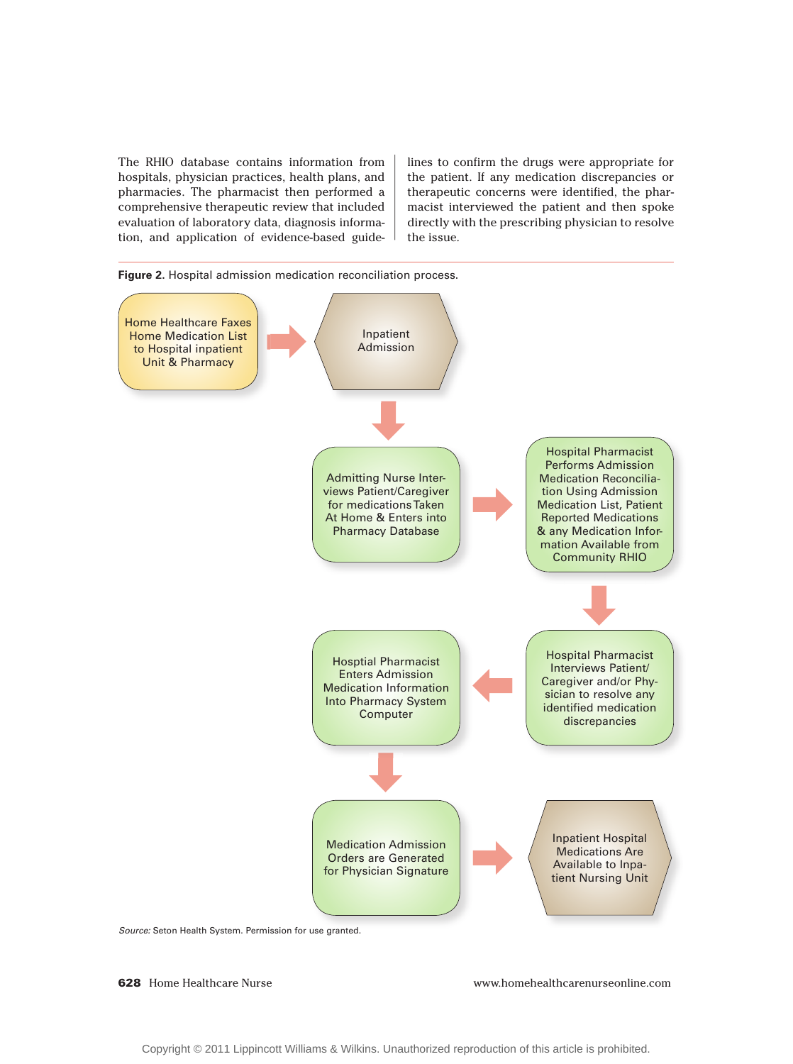The RHIO database contains information from hospitals, physician practices, health plans, and pharmacies. The pharmacist then performed a comprehensive therapeutic review that included evaluation of laboratory data, diagnosis information, and application of evidence-based guidelines to confirm the drugs were appropriate for the patient. If any medication discrepancies or therapeutic concerns were identified, the pharmacist interviewed the patient and then spoke directly with the prescribing physician to resolve the issue.

**Figure 2.** Hospital admission medication reconciliation process.

Home Healthcare Faxes Home Medication List to Hospital inpatient Unit & Pharmacy → Inpatient Admission → Admitting Nurse Interviews Patient/Caregiver for medications Taken At Home & Enters into Pharmacy Database → Hospital Pharmacist Performs Admission Medication Reconciliation Using Admission Medication List, Patient Reported Medications & any Medication Information Available from Community RHIO → Hospital Pharmacist Interviews Patient/ Caregiver and/or Physician to resolve any identified medication discrepancies → Hosptial Pharmacist Enters Admission Medication Information Into Pharmacy System Computer → Medication Admission Orders are Generated for Physician Signature → Inpatient Hospital Medications Are Available to Inpatient Nursing Unit

*Source:* Seton Health System. Permission for use granted.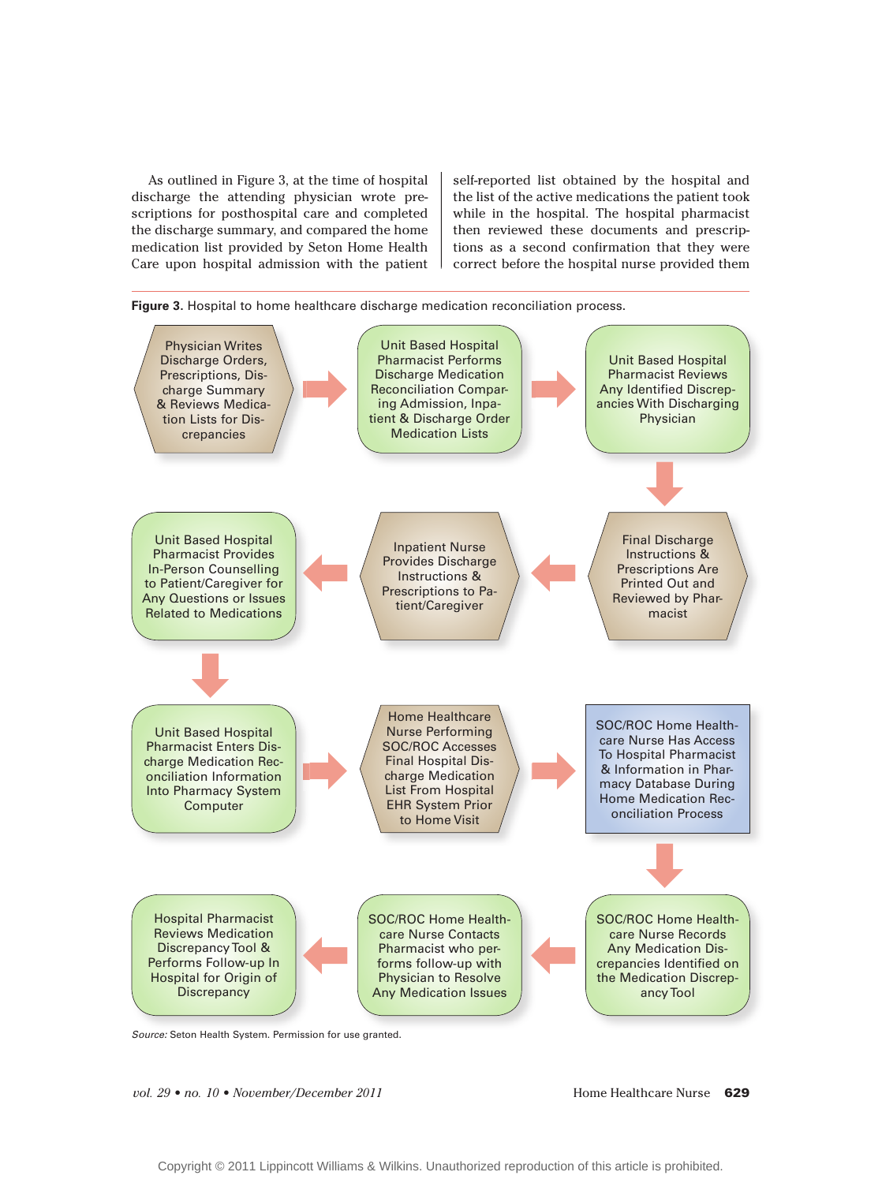As outlined in Figure 3, at the time of hospital discharge the attending physician wrote prescriptions for posthospital care and completed the discharge summary, and compared the home medication list provided by Seton Home Health Care upon hospital admission with the patient self-reported list obtained by the hospital and the list of the active medications the patient took while in the hospital. The hospital pharmacist then reviewed these documents and prescriptions as a second confirmation that they were correct before the hospital nurse provided them

**Figure 3.** Hospital to home healthcare discharge medication reconciliation process.

1. Physician Writes Discharge Orders, Prescriptions, Discharge Summary & Reviews Medication Lists for Discrepancies
2. Unit Based Hospital Pharmacist Performs Discharge Medication Reconciliation Comparing Admission, Inpatient & Discharge Order Medication Lists
3. Unit Based Hospital Pharmacist Reviews Any Identified Discrepancies With Discharging Physician
4. Final Discharge Instructions & Prescriptions Are Printed Out and Reviewed by Pharmacist
5. Inpatient Nurse Provides Discharge Instructions & Prescriptions to Patient/Caregiver
6. Unit Based Hospital Pharmacist Provides In-Person Counselling to Patient/Caregiver for Any Questions or Issues Related to Medications
7. Unit Based Hospital Pharmacist Enters Discharge Medication Reconciliation Information Into Pharmacy System Computer
8. Home Healthcare Nurse Performing SOC/ROC Accesses Final Hospital Discharge Medication List From Hospital EHR System Prior to Home Visit
9. SOC/ROC Home Healthcare Nurse Has Access To Hospital Pharmacist & Information in Pharmacy Database During Home Medication Reconciliation Process
10. SOC/ROC Home Healthcare Nurse Records Any Medication Discrepancies Identified on the Medication Discrepancy Tool
11. SOC/ROC Home Healthcare Nurse Contacts Pharmacist who performs follow-up with Physician to Resolve Any Medication Issues
12. Hospital Pharmacist Reviews Medication Discrepancy Tool & Performs Follow-up In Hospital for Origin of Discrepancy

*Source:* Seton Health System. Permission for use granted.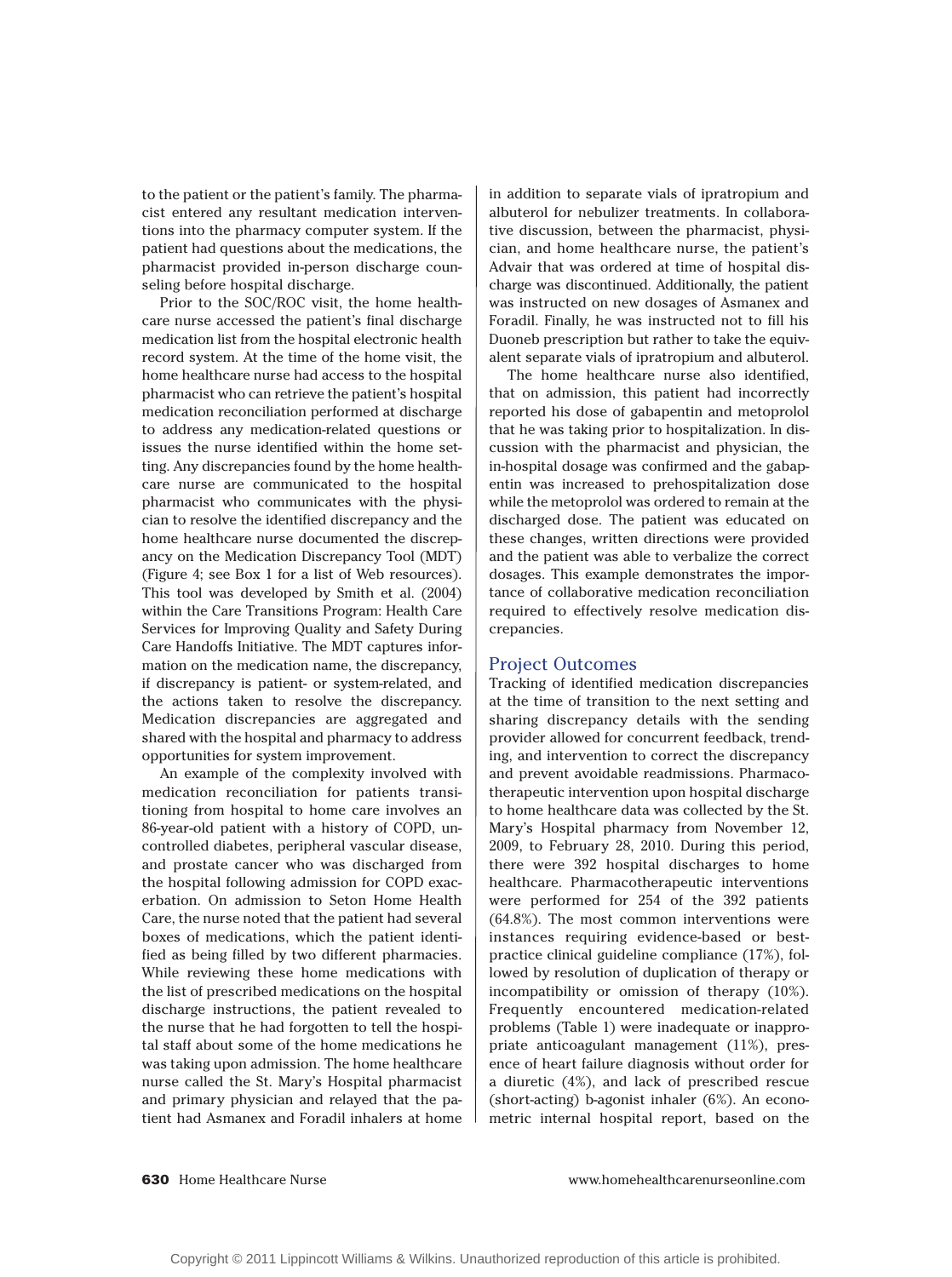to the patient or the patient's family. The pharmacist entered any resultant medication interventions into the pharmacy computer system. If the patient had questions about the medications, the pharmacist provided in-person discharge counseling before hospital discharge.

Prior to the SOC/ROC visit, the home healthcare nurse accessed the patient's final discharge medication list from the hospital electronic health record system. At the time of the home visit, the home healthcare nurse had access to the hospital pharmacist who can retrieve the patient's hospital medication reconciliation performed at discharge to address any medication-related questions or issues the nurse identified within the home setting. Any discrepancies found by the home healthcare nurse are communicated to the hospital pharmacist who communicates with the physician to resolve the identified discrepancy and the home healthcare nurse documented the discrepancy on the Medication Discrepancy Tool (MDT) (Figure 4; see Box 1 for a list of Web resources). This tool was developed by Smith et al. (2004) within the Care Transitions Program: Health Care Services for Improving Quality and Safety During Care Handoffs Initiative. The MDT captures information on the medication name, the discrepancy, if discrepancy is patient- or system-related, and the actions taken to resolve the discrepancy. Medication discrepancies are aggregated and shared with the hospital and pharmacy to address opportunities for system improvement.

An example of the complexity involved with medication reconciliation for patients transitioning from hospital to home care involves an 86-year-old patient with a history of COPD, uncontrolled diabetes, peripheral vascular disease, and prostate cancer who was discharged from the hospital following admission for COPD exacerbation. On admission to Seton Home Health Care, the nurse noted that the patient had several boxes of medications, which the patient identified as being filled by two different pharmacies. While reviewing these home medications with the list of prescribed medications on the hospital discharge instructions, the patient revealed to the nurse that he had forgotten to tell the hospital staff about some of the home medications he was taking upon admission. The home healthcare nurse called the St. Mary's Hospital pharmacist and primary physician and relayed that the patient had Asmanex and Foradil inhalers at home in addition to separate vials of ipratropium and albuterol for nebulizer treatments. In collaborative discussion, between the pharmacist, physician, and home healthcare nurse, the patient's Advair that was ordered at time of hospital discharge was discontinued. Additionally, the patient was instructed on new dosages of Asmanex and Foradil. Finally, he was instructed not to fill his Duoneb prescription but rather to take the equivalent separate vials of ipratropium and albuterol.

The home healthcare nurse also identified, that on admission, this patient had incorrectly reported his dose of gabapentin and metoprolol that he was taking prior to hospitalization. In discussion with the pharmacist and physician, the in-hospital dosage was confirmed and the gabapentin was increased to prehospitalization dose while the metoprolol was ordered to remain at the discharged dose. The patient was educated on these changes, written directions were provided and the patient was able to verbalize the correct dosages. This example demonstrates the importance of collaborative medication reconciliation required to effectively resolve medication discrepancies.

## Project Outcomes

Tracking of identified medication discrepancies at the time of transition to the next setting and sharing discrepancy details with the sending provider allowed for concurrent feedback, trending, and intervention to correct the discrepancy and prevent avoidable readmissions. Pharmacotherapeutic intervention upon hospital discharge to home healthcare data was collected by the St. Mary's Hospital pharmacy from November 12, 2009, to February 28, 2010. During this period, there were 392 hospital discharges to home healthcare. Pharmacotherapeutic interventions were performed for 254 of the 392 patients (64.8%). The most common interventions were instances requiring evidence-based or best-practice clinical guideline compliance (17%), followed by resolution of duplication of therapy or incompatibility or omission of therapy (10%). Frequently encountered medication-related problems (Table 1) were inadequate or inappropriate anticoagulant management (11%), presence of heart failure diagnosis without order for a diuretic (4%), and lack of prescribed rescue (short-acting) b-agonist inhaler (6%). An econometric internal hospital report, based on the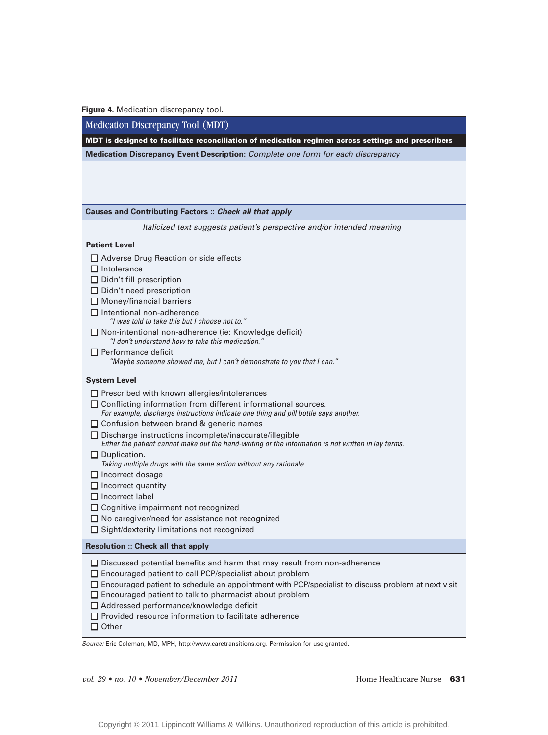**Figure 4.** Medication discrepancy tool.

## Medication Discrepancy Tool (MDT)

**MDT is designed to facilitate reconciliation of medication regimen across settings and prescribers**

**Medication Discrepancy Event Description:** *Complete one form for each discrepancy*

### Causes and Contributing Factors :: *Check all that apply*

*Italicized text suggests patient's perspective and/or intended meaning*

**Patient Level**

- ☐ Adverse Drug Reaction or side effects
- ☐ Intolerance
- ☐ Didn't fill prescription
- ☐ Didn't need prescription
- ☐ Money/financial barriers
- ☐ Intentional non-adherence
  *"I was told to take this but I choose not to."*
- ☐ Non-intentional non-adherence (ie: Knowledge deficit)
  *"I don't understand how to take this medication."*
- ☐ Performance deficit
  *"Maybe someone showed me, but I can't demonstrate to you that I can."*

**System Level**

- ☐ Prescribed with known allergies/intolerances
- ☐ Conflicting information from different informational sources.
  *For example, discharge instructions indicate one thing and pill bottle says another.*
- ☐ Confusion between brand & generic names
- ☐ Discharge instructions incomplete/inaccurate/illegible
  *Either the patient cannot make out the hand-writing or the information is not written in lay terms.*
- ☐ Duplication.
  *Taking multiple drugs with the same action without any rationale.*
- ☐ Incorrect dosage
- ☐ Incorrect quantity
- ☐ Incorrect label
- ☐ Cognitive impairment not recognized
- ☐ No caregiver/need for assistance not recognized
- ☐ Sight/dexterity limitations not recognized

### Resolution :: Check all that apply

- ☐ Discussed potential benefits and harm that may result from non-adherence
- ☐ Encouraged patient to call PCP/specialist about problem
- ☐ Encouraged patient to schedule an appointment with PCP/specialist to discuss problem at next visit
- ☐ Encouraged patient to talk to pharmacist about problem
- ☐ Addressed performance/knowledge deficit
- ☐ Provided resource information to facilitate adherence
- ☐ Other________________________________________

*Source:* Eric Coleman, MD, MPH, http://www.caretransitions.org. Permission for use granted.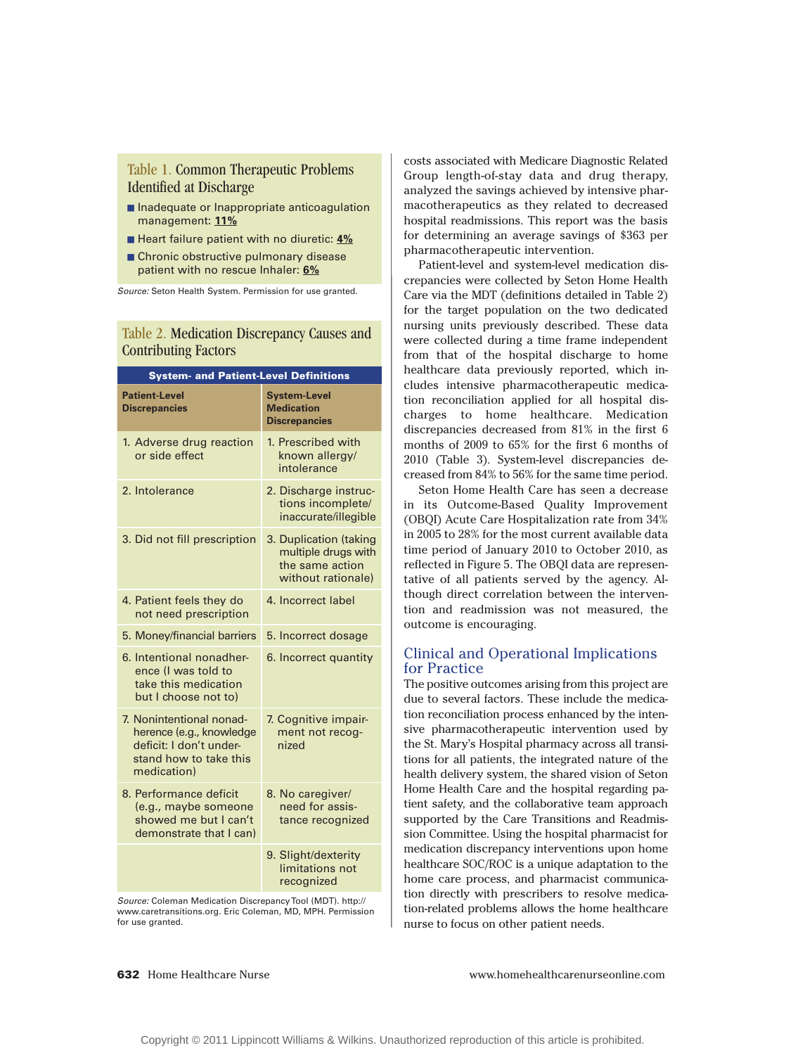### Table 1. Common Therapeutic Problems Identified at Discharge

- Inadequate or Inappropriate anticoagulation management: **11%**
- Heart failure patient with no diuretic: **4%**
- Chronic obstructive pulmonary disease patient with no rescue Inhaler: **6%**

*Source:* Seton Health System. Permission for use granted.

### Table 2. Medication Discrepancy Causes and Contributing Factors

| System- and Patient-Level Definitions | |
|---|---|
| **Patient-Level Discrepancies** | **System-Level Medication Discrepancies** |
| 1. Adverse drug reaction or side effect | 1. Prescribed with known allergy/intolerance |
| 2. Intolerance | 2. Discharge instructions incomplete/inaccurate/illegible |
| 3. Did not fill prescription | 3. Duplication (taking multiple drugs with the same action without rationale) |
| 4. Patient feels they do not need prescription | 4. Incorrect label |
| 5. Money/financial barriers | 5. Incorrect dosage |
| 6. Intentional nonadherence (I was told to take this medication but I choose not to) | 6. Incorrect quantity |
| 7. Nonintentional nonadherence (e.g., knowledge deficit: I don't understand how to take this medication) | 7. Cognitive impairment not recognized |
| 8. Performance deficit (e.g., maybe someone showed me but I can't demonstrate that I can) | 8. No caregiver/need for assistance recognized |
| | 9. Slight/dexterity limitations not recognized |

*Source:* Coleman Medication Discrepancy Tool (MDT). http://www.caretransitions.org. Eric Coleman, MD, MPH. Permission for use granted.

costs associated with Medicare Diagnostic Related Group length-of-stay data and drug therapy, analyzed the savings achieved by intensive pharmacotherapeutics as they related to decreased hospital readmissions. This report was the basis for determining an average savings of $363 per pharmacotherapeutic intervention.

Patient-level and system-level medication discrepancies were collected by Seton Home Health Care via the MDT (definitions detailed in Table 2) for the target population on the two dedicated nursing units previously described. These data were collected during a time frame independent from that of the hospital discharge to home healthcare data previously reported, which includes intensive pharmacotherapeutic medication reconciliation applied for all hospital discharges to home healthcare. Medication discrepancies decreased from 81% in the first 6 months of 2009 to 65% for the first 6 months of 2010 (Table 3). System-level discrepancies decreased from 84% to 56% for the same time period.

Seton Home Health Care has seen a decrease in its Outcome-Based Quality Improvement (OBQI) Acute Care Hospitalization rate from 34% in 2005 to 28% for the most current available data time period of January 2010 to October 2010, as reflected in Figure 5. The OBQI data are representative of all patients served by the agency. Although direct correlation between the intervention and readmission was not measured, the outcome is encouraging.

## Clinical and Operational Implications for Practice

The positive outcomes arising from this project are due to several factors. These include the medication reconciliation process enhanced by the intensive pharmacotherapeutic intervention used by the St. Mary's Hospital pharmacy across all transitions for all patients, the integrated nature of the health delivery system, the shared vision of Seton Home Health Care and the hospital regarding patient safety, and the collaborative team approach supported by the Care Transitions and Readmission Committee. Using the hospital pharmacist for medication discrepancy interventions upon home healthcare SOC/ROC is a unique adaptation to the home care process, and pharmacist communication directly with prescribers to resolve medication-related problems allows the home healthcare nurse to focus on other patient needs.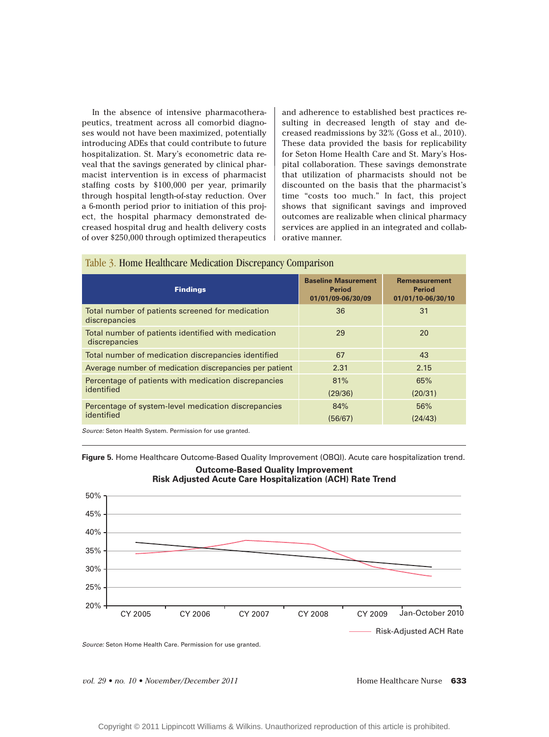In the absence of intensive pharmacotherapeutics, treatment across all comorbid diagnoses would not have been maximized, potentially introducing ADEs that could contribute to future hospitalization. St. Mary's econometric data reveal that the savings generated by clinical pharmacist intervention is in excess of pharmacist staffing costs by $100,000 per year, primarily through hospital length-of-stay reduction. Over a 6-month period prior to initiation of this project, the hospital pharmacy demonstrated decreased hospital drug and health delivery costs of over $250,000 through optimized therapeutics and adherence to established best practices resulting in decreased length of stay and decreased readmissions by 32% (Goss et al., 2010). These data provided the basis for replicability for Seton Home Health Care and St. Mary's Hospital collaboration. These savings demonstrate that utilization of pharmacists should not be discounted on the basis that the pharmacist's time "costs too much." In fact, this project shows that significant savings and improved outcomes are realizable when clinical pharmacy services are applied in an integrated and collaborative manner.

**Table 3.** Home Healthcare Medication Discrepancy Comparison

| Findings | Baseline Masurement Period 01/01/09-06/30/09 | Remeasurement Period 01/01/10-06/30/10 |
|---|---|---|
| Total number of patients screened for medication discrepancies | 36 | 31 |
| Total number of patients identified with medication discrepancies | 29 | 20 |
| Total number of medication discrepancies identified | 67 | 43 |
| Average number of medication discrepancies per patient | 2.31 | 2.15 |
| Percentage of patients with medication discrepancies identified | 81% (29/36) | 65% (20/31) |
| Percentage of system-level medication discrepancies identified | 84% (56/67) | 56% (24/43) |

*Source:* Seton Health System. Permission for use granted.

**Figure 5.** Home Healthcare Outcome-Based Quality Improvement (OBQI). Acute care hospitalization trend.

*Source:* Seton Home Health Care. Permission for use granted.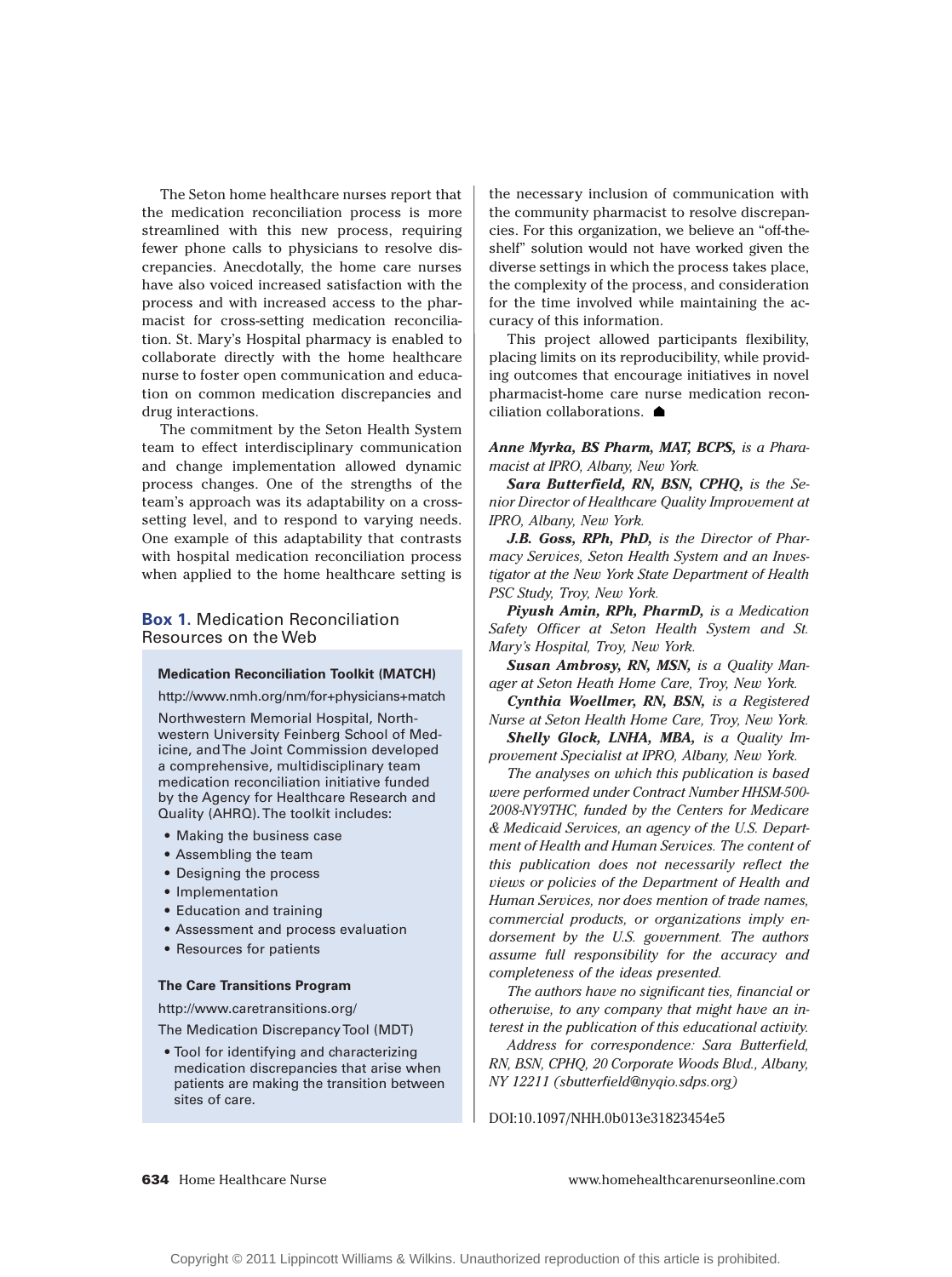The Seton home healthcare nurses report that the medication reconciliation process is more streamlined with this new process, requiring fewer phone calls to physicians to resolve discrepancies. Anecdotally, the home care nurses have also voiced increased satisfaction with the process and with increased access to the pharmacist for cross-setting medication reconciliation. St. Mary's Hospital pharmacy is enabled to collaborate directly with the home healthcare nurse to foster open communication and education on common medication discrepancies and drug interactions.

The commitment by the Seton Health System team to effect interdisciplinary communication and change implementation allowed dynamic process changes. One of the strengths of the team's approach was its adaptability on a cross-setting level, and to respond to varying needs. One example of this adaptability that contrasts with hospital medication reconciliation process when applied to the home healthcare setting is the necessary inclusion of communication with the community pharmacist to resolve discrepancies. For this organization, we believe an "off-the-shelf" solution would not have worked given the diverse settings in which the process takes place, the complexity of the process, and consideration for the time involved while maintaining the accuracy of this information.

This project allowed participants flexibility, placing limits on its reproducibility, while providing outcomes that encourage initiatives in novel pharmacist-home care nurse medication reconciliation collaborations.

### Box 1. Medication Reconciliation Resources on the Web

**Medication Reconciliation Toolkit (MATCH)**

http://www.nmh.org/nm/for+physicians+match

Northwestern Memorial Hospital, Northwestern University Feinberg School of Medicine, and The Joint Commission developed a comprehensive, multidisciplinary team medication reconciliation initiative funded by the Agency for Healthcare Research and Quality (AHRQ). The toolkit includes:

- Making the business case
- Assembling the team
- Designing the process
- Implementation
- Education and training
- Assessment and process evaluation
- Resources for patients

**The Care Transitions Program**

http://www.caretransitions.org/

The Medication Discrepancy Tool (MDT)

- Tool for identifying and characterizing medication discrepancies that arise when patients are making the transition between sites of care.

***Anne Myrka, BS Pharm, MAT, BCPS,*** *is a Pharamacist at IPRO, Albany, New York.*

***Sara Butterfield, RN, BSN, CPHQ,*** *is the Senior Director of Healthcare Quality Improvement at IPRO, Albany, New York.*

***J.B. Goss, RPh, PhD,*** *is the Director of Pharmacy Services, Seton Health System and an Investigator at the New York State Department of Health PSC Study, Troy, New York.*

***Piyush Amin, RPh, PharmD,*** *is a Medication Safety Officer at Seton Health System and St. Mary's Hospital, Troy, New York.*

***Susan Ambrosy, RN, MSN,*** *is a Quality Manager at Seton Heath Home Care, Troy, New York.*

***Cynthia Woellmer, RN, BSN,*** *is a Registered Nurse at Seton Health Home Care, Troy, New York.*

***Shelly Glock, LNHA, MBA,*** *is a Quality Improvement Specialist at IPRO, Albany, New York.*

*The analyses on which this publication is based were performed under Contract Number HHSM-500-2008-NY9THC, funded by the Centers for Medicare & Medicaid Services, an agency of the U.S. Department of Health and Human Services. The content of this publication does not necessarily reflect the views or policies of the Department of Health and Human Services, nor does mention of trade names, commercial products, or organizations imply endorsement by the U.S. government. The authors assume full responsibility for the accuracy and completeness of the ideas presented.*

*The authors have no significant ties, financial or otherwise, to any company that might have an interest in the publication of this educational activity.*

*Address for correspondence: Sara Butterfield, RN, BSN, CPHQ, 20 Corporate Woods Blvd., Albany, NY 12211 (sbutterfield@nyqio.sdps.org)*

DOI:10.1097/NHH.0b013e31823454e5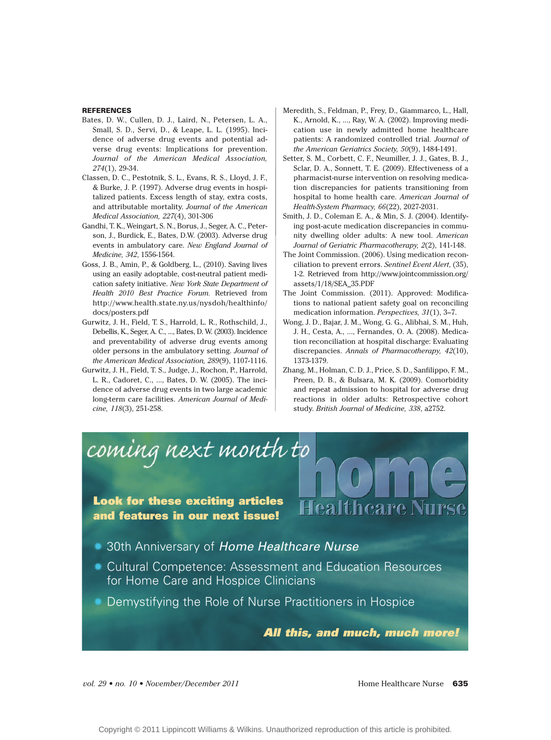## REFERENCES

Bates, D. W., Cullen, D. J., Laird, N., Petersen, L. A., Small, S. D., Servi, D., & Leape, L. L. (1995). Incidence of adverse drug events and potential adverse drug events: Implications for prevention. *Journal of the American Medical Association, 274*(1), 29-34.

Classen, D. C., Pestotnik, S. L., Evans, R. S., Lloyd, J. F., & Burke, J. P. (1997). Adverse drug events in hospitalized patients. Excess length of stay, extra costs, and attributable mortality. *Journal of the American Medical Association, 227*(4), 301-306

Gandhi, T. K., Weingart, S. N., Borus, J., Seger, A. C., Peterson, J., Burdick, E., Bates, D.W. (2003). Adverse drug events in ambulatory care. *New England Journal of Medicine, 342*, 1556-1564.

Goss, J. B., Amin, P., & Goldberg, L., (2010). Saving lives using an easily adoptable, cost-neutral patient medication safety initiative. *New York State Department of Health 2010 Best Practice Forum.* Retrieved from http://www.health.state.ny.us/nysdoh/healthinfo/docs/posters.pdf

Gurwitz, J. H., Field, T. S., Harrold, L. R., Rothschild, J., Debellis, K., Seger, A. C., ..., Bates, D. W. (2003). Incidence and preventability of adverse drug events among older persons in the ambulatory setting. *Journal of the American Medical Association, 289*(9), 1107-1116.

Gurwitz, J. H., Field, T. S., Judge, J., Rochon, P., Harrold, L. R., Cadoret, C., ..., Bates, D. W. (2005). The incidence of adverse drug events in two large academic long-term care facilities. *American Journal of Medicine, 118*(3), 251-258.

Meredith, S., Feldman, P., Frey, D., Giammarco, L., Hall, K., Arnold, K., ..., Ray, W. A. (2002). Improving medication use in newly admitted home healthcare patients: A randomized controlled trial. *Journal of the American Geriatrics Society, 50*(9), 1484-1491.

Setter, S. M., Corbett, C. F., Neumiller, J. J., Gates, B. J., Sclar, D. A., Sonnett, T. E. (2009). Effectiveness of a pharmacist-nurse intervention on resolving medication discrepancies for patients transitioning from hospital to home health care. *American Journal of Health-System Pharmacy, 66*(22), 2027-2031.

Smith, J. D., Coleman E. A., & Min, S. J. (2004). Identifying post-acute medication discrepancies in community dwelling older adults: A new tool. *American Journal of Geriatric Pharmacotherapy, 2*(2), 141-148.

The Joint Commission. (2006). Using medication reconciliation to prevent errors. *Sentinel Event Alert*, (35), 1-2. Retrieved from http://www.jointcommission.org/assets/1/18/SEA_35.PDF

The Joint Commission. (2011). Approved: Modifications to national patient safety goal on reconciling medication information. *Perspectives, 31*(1), 3–7.

Wong, J. D., Bajar, J. M., Wong, G. G., Alibhai, S. M., Huh, J. H., Cesta, A., ..., Fernandes, O. A. (2008). Medication reconciliation at hospital discharge: Evaluating discrepancies. *Annals of Pharmacotherapy, 42*(10), 1373-1379.

Zhang, M., Holman, C. D. J., Price, S. D., Sanfilippo, F. M., Preen, D. B., & Bulsara, M. K. (2009). Comorbidity and repeat admission to hospital for adverse drug reactions in older adults: Retrospective cohort study. *British Journal of Medicine, 338*, a2752.

---

*coming next month to* **home Healthcare Nurse**

**Look for these exciting articles and features in our next issue!**

- 30th Anniversary of *Home Healthcare Nurse*
- Cultural Competence: Assessment and Education Resources for Home Care and Hospice Clinicians
- Demystifying the Role of Nurse Practitioners in Hospice

***All this, and much, much more!***